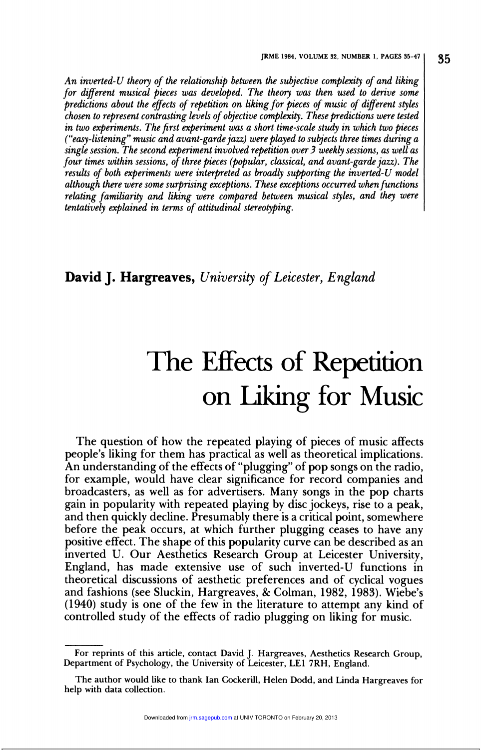*An inverted-U theory of the relationship between the subjective complexity of and liking for different musical pieces was developed. The theory was then used to derive some predictions about the effects of repetition on liking for pieces of music of different styles chosen to represent contrasting levels of objective complexity. These predictions were tested in two experiments. The first experiment was a short time-scale study in which two pieces ("easy-listening" music and avant-garde jazz) were played to subjects three times during a single session. The second experiment involved repetition over 3 weekly sessions, as well as four times within sessions, of three pieces (popular, classical, and avant-garde jazz). The results of both experiments were interpreted as broadly supporting the inverted-U model although there were some surprising exceptions. These exceptions occurred when functions relating familiarity and liking were compared between musical styles, and they were tentatively explained in terms of attitudinal stereotyping.*

**David J. Hargreaves,** *University of Leicester, England*

# The Effects of Repetition on Liking for Music

The question of how the repeated playing of pieces of music affects people's liking for them has practical as well as theoretical implications. An understanding of the effects of "plugging" of pop songs on the radio, for example, would have clear significance for record companies and broadcasters, as well as for advertisers. Many songs in the pop charts gain in popularity with repeated playing by disc jockeys, rise to a peak, and then quickly decline. Presumably there is a critical point, somewhere before the peak occurs, at which further plugging ceases to have any positive effect. The shape of this popularity curve can be described as an inverted U. Our Aesthetics Research Group at Leicester University, England, has made extensive use of such inverted-U functions in theoretical discussions of aesthetic preferences and of cyclical vogues and fashions (see Sluckin, Hargreaves, & Colman, 1982, 1983). Wiebe's (1940) study is one of the few in the literature to attempt any kind of controlled study of the effects of radio plugging on liking for music.

---

For reprints of this article, contact David J. Hargreaves, Aesthetics Research Group, Department of Psychology, the University of Leicester, LE1 7RH, England.

The author would like to thank Ian Cockerill, Helen Dodd, and Linda Hargreaves for help with data collection.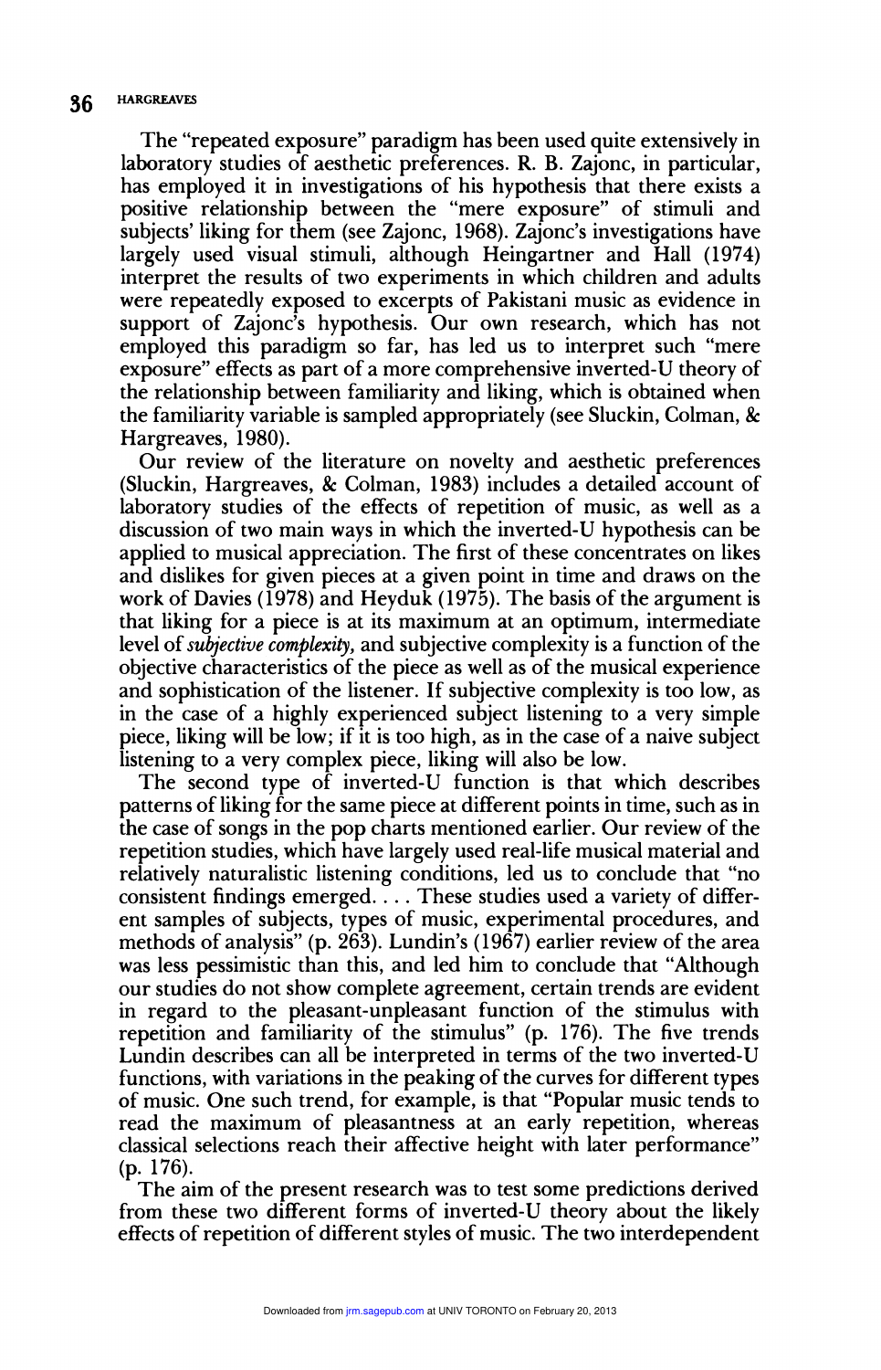The "repeated exposure" paradigm has been used quite extensively in laboratory studies of aesthetic preferences. R. B. Zajonc, in particular, has employed it in investigations of his hypothesis that there exists a positive relationship between the "mere exposure" of stimuli and subjects' liking for them (see Zajonc, 1968). Zajonc's investigations have largely used visual stimuli, although Heingartner and Hall (1974) interpret the results of two experiments in which children and adults were repeatedly exposed to excerpts of Pakistani music as evidence in support of Zajonc's hypothesis. Our own research, which has not employed this paradigm so far, has led us to interpret such "mere exposure" effects as part of a more comprehensive inverted-U theory of the relationship between familiarity and liking, which is obtained when the familiarity variable is sampled appropriately (see Sluckin, Colman, & Hargreaves, 1980).

Our review of the literature on novelty and aesthetic preferences (Sluckin, Hargreaves, & Colman, 1983) includes a detailed account of laboratory studies of the effects of repetition of music, as well as a discussion of two main ways in which the inverted-U hypothesis can be applied to musical appreciation. The first of these concentrates on likes and dislikes for given pieces at a given point in time and draws on the work of Davies (1978) and Heyduk (1975). The basis of the argument is that liking for a piece is at its maximum at an optimum, intermediate level of *subjective complexity,* and subjective complexity is a function of the objective characteristics of the piece as well as of the musical experience and sophistication of the listener. If subjective complexity is too low, as in the case of a highly experienced subject listening to a very simple piece, liking will be low; if it is too high, as in the case of a naive subject listening to a very complex piece, liking will also be low.

The second type of inverted-U function is that which describes patterns of liking for the same piece at different points in time, such as in the case of songs in the pop charts mentioned earlier. Our review of the repetition studies, which have largely used real-life musical material and relatively naturalistic listening conditions, led us to conclude that "no consistent findings emerged. . . . These studies used a variety of different samples of subjects, types of music, experimental procedures, and methods of analysis" (p. 263). Lundin's (1967) earlier review of the area was less pessimistic than this, and led him to conclude that "Although our studies do not show complete agreement, certain trends are evident in regard to the pleasant-unpleasant function of the stimulus with repetition and familiarity of the stimulus" (p. 176). The five trends Lundin describes can all be interpreted in terms of the two inverted-U functions, with variations in the peaking of the curves for different types of music. One such trend, for example, is that "Popular music tends to read the maximum of pleasantness at an early repetition, whereas classical selections reach their affective height with later performance" (p. 176).

The aim of the present research was to test some predictions derived from these two different forms of inverted-U theory about the likely effects of repetition of different styles of music. The two interdependent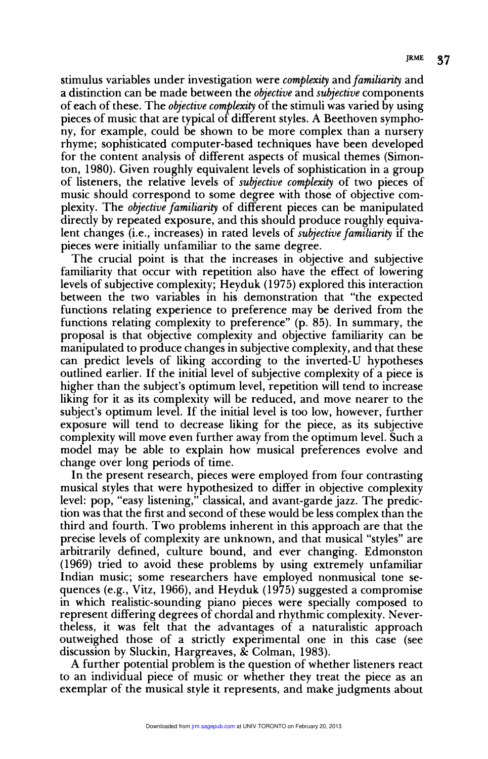stimulus variables under investigation were *complexity* and *familiarity* and a distinction can be made between the *objective* and *subjective* components of each of these. The *objective complexity* of the stimuli was varied by using pieces of music that are typical of different styles. A Beethoven symphony, for example, could be shown to be more complex than a nursery rhyme; sophisticated computer-based techniques have been developed for the content analysis of different aspects of musical themes (Simonton, 1980). Given roughly equivalent levels of sophistication in a group of listeners, the relative levels of *subjective complexity* of two pieces of music should correspond to some degree with those of objective complexity. The *objective familiarity* of different pieces can be manipulated directly by repeated exposure, and this should produce roughly equivalent changes (i.e., increases) in rated levels of *subjective familiarity* if the pieces were initially unfamiliar to the same degree.

The crucial point is that the increases in objective and subjective familiarity that occur with repetition also have the effect of lowering levels of subjective complexity; Heyduk (1975) explored this interaction between the two variables in his demonstration that "the expected functions relating experience to preference may be derived from the functions relating complexity to preference" (p. 85). In summary, the proposal is that objective complexity and objective familiarity can be manipulated to produce changes in subjective complexity, and that these can predict levels of liking according to the inverted-U hypotheses outlined earlier. If the initial level of subjective complexity of a piece is higher than the subject's optimum level, repetition will tend to increase liking for it as its complexity will be reduced, and move nearer to the subject's optimum level. If the initial level is too low, however, further exposure will tend to decrease liking for the piece, as its subjective complexity will move even further away from the optimum level. Such a model may be able to explain how musical preferences evolve and change over long periods of time.

In the present research, pieces were employed from four contrasting musical styles that were hypothesized to differ in objective complexity level: pop, "easy listening," classical, and avant-garde jazz. The prediction was that the first and second of these would be less complex than the third and fourth. Two problems inherent in this approach are that the precise levels of complexity are unknown, and that musical "styles" are arbitrarily defined, culture bound, and ever changing. Edmonston (1969) tried to avoid these problems by using extremely unfamiliar Indian music; some researchers have employed nonmusical tone sequences (e.g., Vitz, 1966), and Heyduk (1975) suggested a compromise in which realistic-sounding piano pieces were specially composed to represent differing degrees of chordal and rhythmic complexity. Nevertheless, it was felt that the advantages of a naturalistic approach outweighed those of a strictly experimental one in this case (see discussion by Sluckin, Hargreaves, & Colman, 1983).

A further potential problem is the question of whether listeners react to an individual piece of music or whether they treat the piece as an exemplar of the musical style it represents, and make judgments about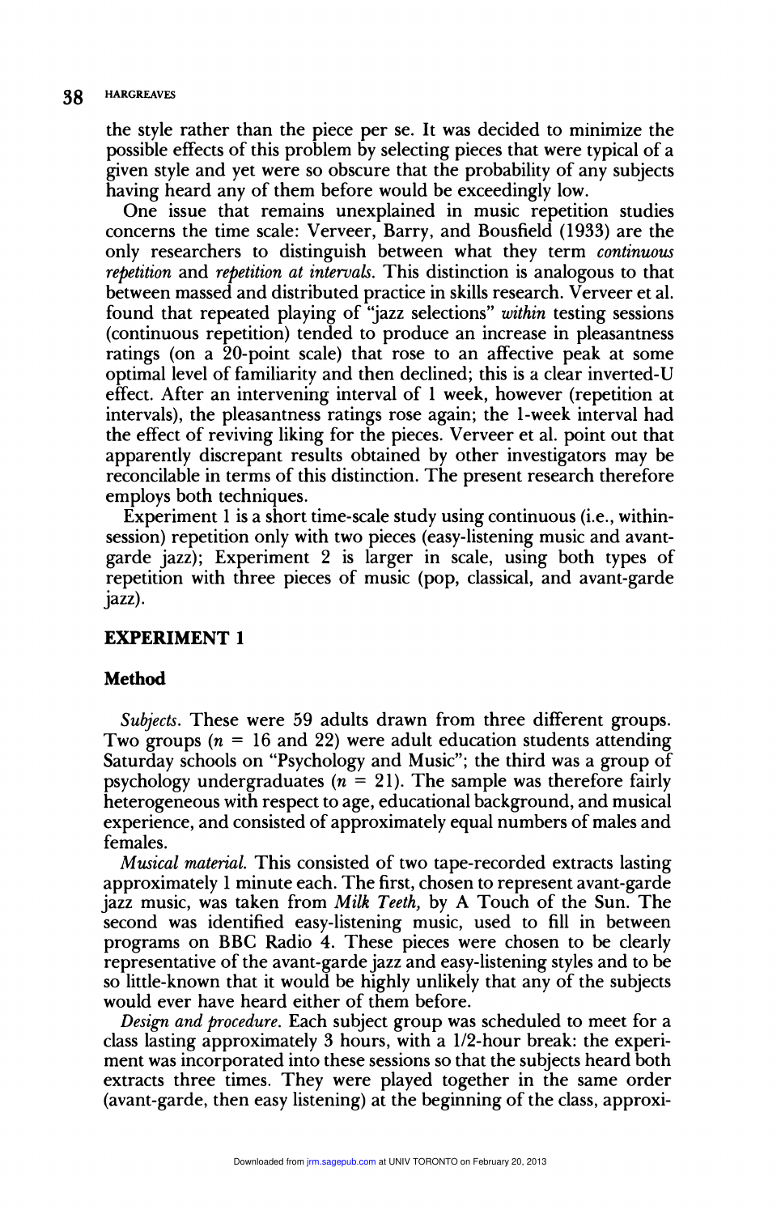the style rather than the piece per se. It was decided to minimize the possible effects of this problem by selecting pieces that were typical of a given style and yet were so obscure that the probability of any subjects having heard any of them before would be exceedingly low.

One issue that remains unexplained in music repetition studies concerns the time scale: Verveer, Barry, and Bousfield (1933) are the only researchers to distinguish between what they term *continuous repetition* and *repetition at intervals*. This distinction is analogous to that between massed and distributed practice in skills research. Verveer et al. found that repeated playing of "jazz selections" *within* testing sessions (continuous repetition) tended to produce an increase in pleasantness ratings (on a 20-point scale) that rose to an affective peak at some optimal level of familiarity and then declined; this is a clear inverted-U effect. After an intervening interval of 1 week, however (repetition at intervals), the pleasantness ratings rose again; the 1-week interval had the effect of reviving liking for the pieces. Verveer et al. point out that apparently discrepant results obtained by other investigators may be reconcilable in terms of this distinction. The present research therefore employs both techniques.

Experiment 1 is a short time-scale study using continuous (i.e., within-session) repetition only with two pieces (easy-listening music and avant-garde jazz); Experiment 2 is larger in scale, using both types of repetition with three pieces of music (pop, classical, and avant-garde jazz).

## EXPERIMENT 1

### Method

*Subjects.* These were 59 adults drawn from three different groups. Two groups ($n$ = 16 and 22) were adult education students attending Saturday schools on "Psychology and Music"; the third was a group of psychology undergraduates ($n$ = 21). The sample was therefore fairly heterogeneous with respect to age, educational background, and musical experience, and consisted of approximately equal numbers of males and females.

*Musical material.* This consisted of two tape-recorded extracts lasting approximately 1 minute each. The first, chosen to represent avant-garde jazz music, was taken from *Milk Teeth,* by A Touch of the Sun. The second was identified easy-listening music, used to fill in between programs on BBC Radio 4. These pieces were chosen to be clearly representative of the avant-garde jazz and easy-listening styles and to be so little-known that it would be highly unlikely that any of the subjects would ever have heard either of them before.

*Design and procedure.* Each subject group was scheduled to meet for a class lasting approximately 3 hours, with a 1/2-hour break: the experiment was incorporated into these sessions so that the subjects heard both extracts three times. They were played together in the same order (avant-garde, then easy listening) at the beginning of the class, approxi-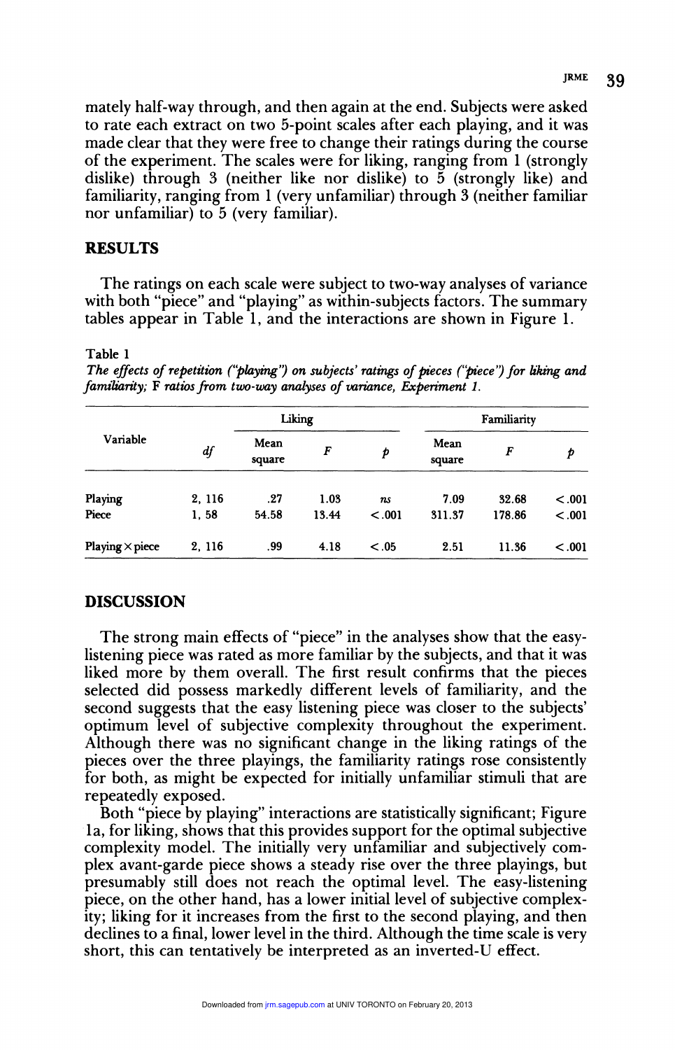mately half-way through, and then again at the end. Subjects were asked to rate each extract on two 5-point scales after each playing, and it was made clear that they were free to change their ratings during the course of the experiment. The scales were for liking, ranging from 1 (strongly dislike) through 3 (neither like nor dislike) to 5 (strongly like) and familiarity, ranging from 1 (very unfamiliar) through 3 (neither familiar nor unfamiliar) to 5 (very familiar).

## RESULTS

The ratings on each scale were subject to two-way analyses of variance with both "piece" and "playing" as within-subjects factors. The summary tables appear in Table 1, and the interactions are shown in Figure 1.

Table 1
*The effects of repetition ("playing") on subjects' ratings of pieces ("piece") for liking and familiarity;* F *ratios from two-way analyses of variance, Experiment 1.*

| Variable | *df* | Liking | | | Familiarity | | |
|---|---|---|---|---|---|---|---|
| | | Mean square | *F* | *p* | Mean square | *F* | *p* |
| Playing | 2, 116 | .27 | 1.03 | *ns* | 7.09 | 32.68 | <.001 |
| Piece | 1, 58 | 54.58 | 13.44 | <.001 | 311.37 | 178.86 | <.001 |
| Playing × piece | 2, 116 | .99 | 4.18 | <.05 | 2.51 | 11.36 | <.001 |

## DISCUSSION

The strong main effects of "piece" in the analyses show that the easy-listening piece was rated as more familiar by the subjects, and that it was liked more by them overall. The first result confirms that the pieces selected did possess markedly different levels of familiarity, and the second suggests that the easy listening piece was closer to the subjects' optimum level of subjective complexity throughout the experiment. Although there was no significant change in the liking ratings of the pieces over the three playings, the familiarity ratings rose consistently for both, as might be expected for initially unfamiliar stimuli that are repeatedly exposed.

Both "piece by playing" interactions are statistically significant; Figure 1a, for liking, shows that this provides support for the optimal subjective complexity model. The initially very unfamiliar and subjectively complex avant-garde piece shows a steady rise over the three playings, but presumably still does not reach the optimal level. The easy-listening piece, on the other hand, has a lower initial level of subjective complexity; liking for it increases from the first to the second playing, and then declines to a final, lower level in the third. Although the time scale is very short, this can tentatively be interpreted as an inverted-U effect.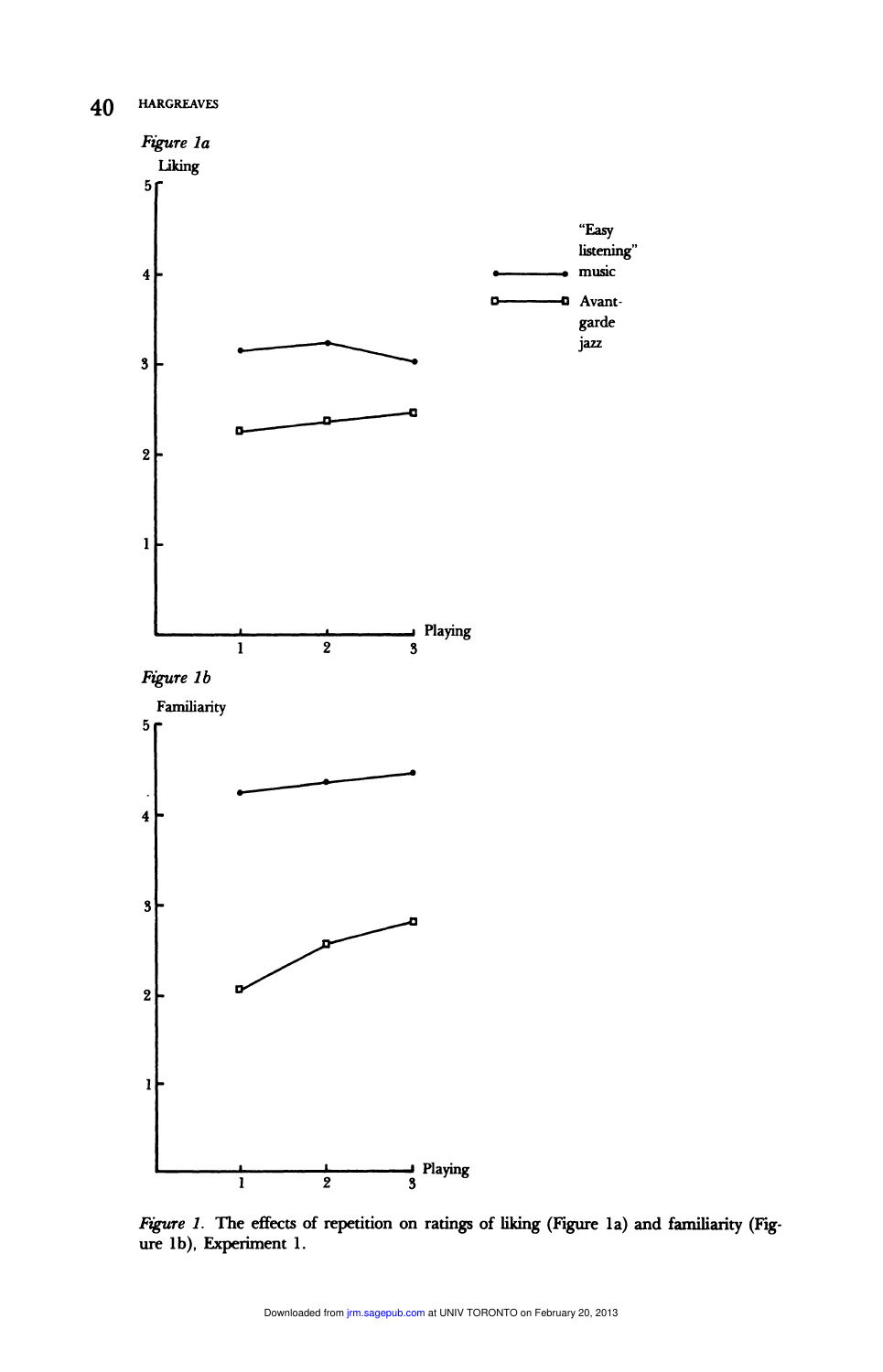*Figure 1a*

Liking

*Figure 1b*

Familiarity

*Figure 1.* The effects of repetition on ratings of liking (Figure 1a) and familiarity (Figure 1b), Experiment 1.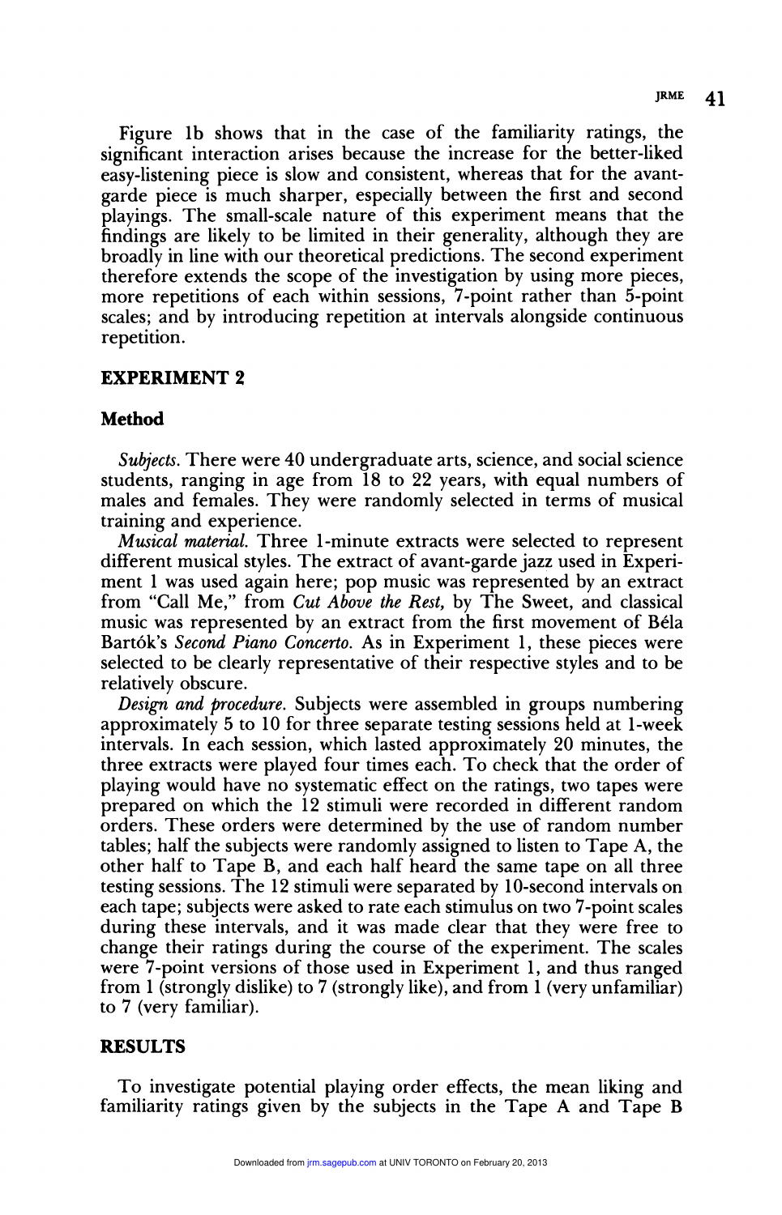Figure 1b shows that in the case of the familiarity ratings, the significant interaction arises because the increase for the better-liked easy-listening piece is slow and consistent, whereas that for the avant-garde piece is much sharper, especially between the first and second playings. The small-scale nature of this experiment means that the findings are likely to be limited in their generality, although they are broadly in line with our theoretical predictions. The second experiment therefore extends the scope of the investigation by using more pieces, more repetitions of each within sessions, 7-point rather than 5-point scales; and by introducing repetition at intervals alongside continuous repetition.

## EXPERIMENT 2

### Method

*Subjects.* There were 40 undergraduate arts, science, and social science students, ranging in age from 18 to 22 years, with equal numbers of males and females. They were randomly selected in terms of musical training and experience.

*Musical material.* Three 1-minute extracts were selected to represent different musical styles. The extract of avant-garde jazz used in Experiment 1 was used again here; pop music was represented by an extract from "Call Me," from *Cut Above the Rest,* by The Sweet, and classical music was represented by an extract from the first movement of Béla Bartók's *Second Piano Concerto.* As in Experiment 1, these pieces were selected to be clearly representative of their respective styles and to be relatively obscure.

*Design and procedure.* Subjects were assembled in groups numbering approximately 5 to 10 for three separate testing sessions held at 1-week intervals. In each session, which lasted approximately 20 minutes, the three extracts were played four times each. To check that the order of playing would have no systematic effect on the ratings, two tapes were prepared on which the 12 stimuli were recorded in different random orders. These orders were determined by the use of random number tables; half the subjects were randomly assigned to listen to Tape A, the other half to Tape B, and each half heard the same tape on all three testing sessions. The 12 stimuli were separated by 10-second intervals on each tape; subjects were asked to rate each stimulus on two 7-point scales during these intervals, and it was made clear that they were free to change their ratings during the course of the experiment. The scales were 7-point versions of those used in Experiment 1, and thus ranged from 1 (strongly dislike) to 7 (strongly like), and from 1 (very unfamiliar) to 7 (very familiar).

## RESULTS

To investigate potential playing order effects, the mean liking and familiarity ratings given by the subjects in the Tape A and Tape B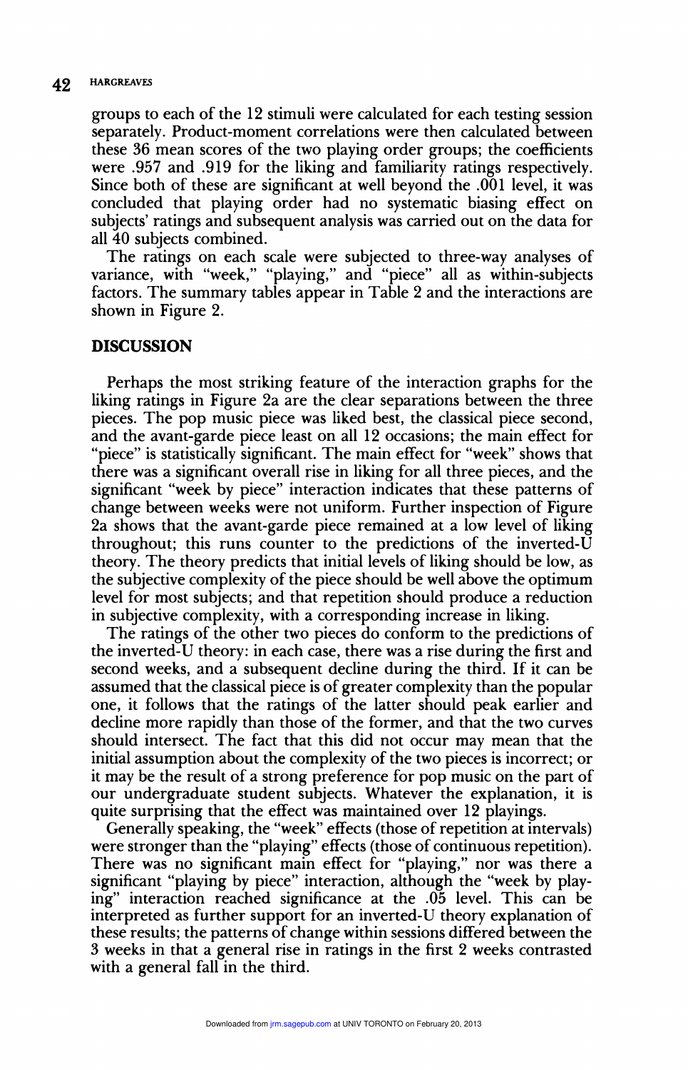groups to each of the 12 stimuli were calculated for each testing session separately. Product-moment correlations were then calculated between these 36 mean scores of the two playing order groups; the coefficients were .957 and .919 for the liking and familiarity ratings respectively. Since both of these are significant at well beyond the .001 level, it was concluded that playing order had no systematic biasing effect on subjects' ratings and subsequent analysis was carried out on the data for all 40 subjects combined.

The ratings on each scale were subjected to three-way analyses of variance, with "week," "playing," and "piece" all as within-subjects factors. The summary tables appear in Table 2 and the interactions are shown in Figure 2.

## DISCUSSION

Perhaps the most striking feature of the interaction graphs for the liking ratings in Figure 2a are the clear separations between the three pieces. The pop music piece was liked best, the classical piece second, and the avant-garde piece least on all 12 occasions; the main effect for "piece" is statistically significant. The main effect for "week" shows that there was a significant overall rise in liking for all three pieces, and the significant "week by piece" interaction indicates that these patterns of change between weeks were not uniform. Further inspection of Figure 2a shows that the avant-garde piece remained at a low level of liking throughout; this runs counter to the predictions of the inverted-U theory. The theory predicts that initial levels of liking should be low, as the subjective complexity of the piece should be well above the optimum level for most subjects; and that repetition should produce a reduction in subjective complexity, with a corresponding increase in liking.

The ratings of the other two pieces do conform to the predictions of the inverted-U theory: in each case, there was a rise during the first and second weeks, and a subsequent decline during the third. If it can be assumed that the classical piece is of greater complexity than the popular one, it follows that the ratings of the latter should peak earlier and decline more rapidly than those of the former, and that the two curves should intersect. The fact that this did not occur may mean that the initial assumption about the complexity of the two pieces is incorrect; or it may be the result of a strong preference for pop music on the part of our undergraduate student subjects. Whatever the explanation, it is quite surprising that the effect was maintained over 12 playings.

Generally speaking, the "week" effects (those of repetition at intervals) were stronger than the "playing" effects (those of continuous repetition). There was no significant main effect for "playing," nor was there a significant "playing by piece" interaction, although the "week by playing" interaction reached significance at the .05 level. This can be interpreted as further support for an inverted-U theory explanation of these results; the patterns of change within sessions differed between the 3 weeks in that a general rise in ratings in the first 2 weeks contrasted with a general fall in the third.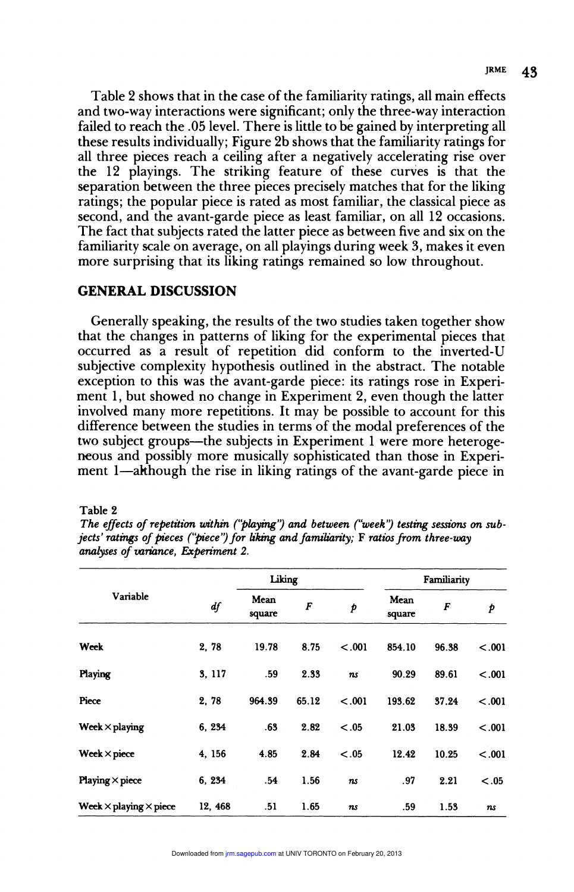Table 2 shows that in the case of the familiarity ratings, all main effects and two-way interactions were significant; only the three-way interaction failed to reach the .05 level. There is little to be gained by interpreting all these results individually; Figure 2b shows that the familiarity ratings for all three pieces reach a ceiling after a negatively accelerating rise over the 12 playings. The striking feature of these curves is that the separation between the three pieces precisely matches that for the liking ratings; the popular piece is rated as most familiar, the classical piece as second, and the avant-garde piece as least familiar, on all 12 occasions. The fact that subjects rated the latter piece as between five and six on the familiarity scale on average, on all playings during week 3, makes it even more surprising that its liking ratings remained so low throughout.

## GENERAL DISCUSSION

Generally speaking, the results of the two studies taken together show that the changes in patterns of liking for the experimental pieces that occurred as a result of repetition did conform to the inverted-U subjective complexity hypothesis outlined in the abstract. The notable exception to this was the avant-garde piece: its ratings rose in Experiment 1, but showed no change in Experiment 2, even though the latter involved many more repetitions. It may be possible to account for this difference between the studies in terms of the modal preferences of the two subject groups—the subjects in Experiment 1 were more heterogeneous and possibly more musically sophisticated than those in Experiment 1—although the rise in liking ratings of the avant-garde piece in

Table 2

*The effects of repetition within ("playing") and between ("week") testing sessions on subjects' ratings of pieces ("piece") for liking and familiarity;* F *ratios from three-way analyses of variance, Experiment 2.*

| Variable | *df* | Liking | | | Familiarity | | |
|---|---|---|---|---|---|---|---|
| | | Mean square | *F* | *p* | Mean square | *F* | *p* |
| Week | 2, 78 | 19.78 | 8.75 | <.001 | 854.10 | 96.38 | <.001 |
| Playing | 3, 117 | .59 | 2.33 | *ns* | 90.29 | 89.61 | <.001 |
| Piece | 2, 78 | 964.39 | 65.12 | <.001 | 193.62 | 37.24 | <.001 |
| Week × playing | 6, 234 | .63 | 2.82 | <.05 | 21.03 | 18.39 | <.001 |
| Week × piece | 4, 156 | 4.85 | 2.84 | <.05 | 12.42 | 10.25 | <.001 |
| Playing × piece | 6, 234 | .54 | 1.56 | *ns* | .97 | 2.21 | <.05 |
| Week × playing × piece | 12, 468 | .51 | 1.65 | *ns* | .59 | 1.53 | *ns* |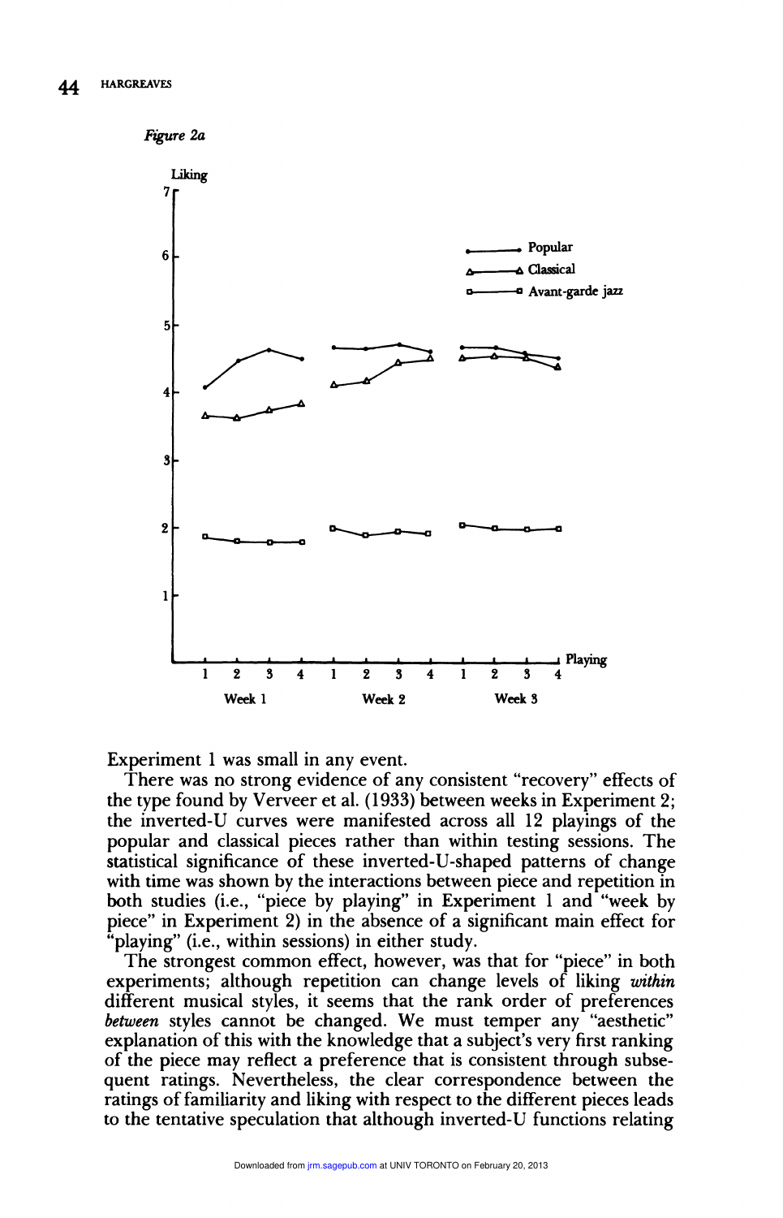*Figure 2a*

Experiment 1 was small in any event.

There was no strong evidence of any consistent "recovery" effects of the type found by Verveer et al. (1933) between weeks in Experiment 2; the inverted-U curves were manifested across all 12 playings of the popular and classical pieces rather than within testing sessions. The statistical significance of these inverted-U-shaped patterns of change with time was shown by the interactions between piece and repetition in both studies (i.e., "piece by playing" in Experiment 1 and "week by piece" in Experiment 2) in the absence of a significant main effect for "playing" (i.e., within sessions) in either study.

The strongest common effect, however, was that for "piece" in both experiments; although repetition can change levels of liking *within* different musical styles, it seems that the rank order of preferences *between* styles cannot be changed. We must temper any "aesthetic" explanation of this with the knowledge that a subject's very first ranking of the piece may reflect a preference that is consistent through subsequent ratings. Nevertheless, the clear correspondence between the ratings of familiarity and liking with respect to the different pieces leads to the tentative speculation that although inverted-U functions relating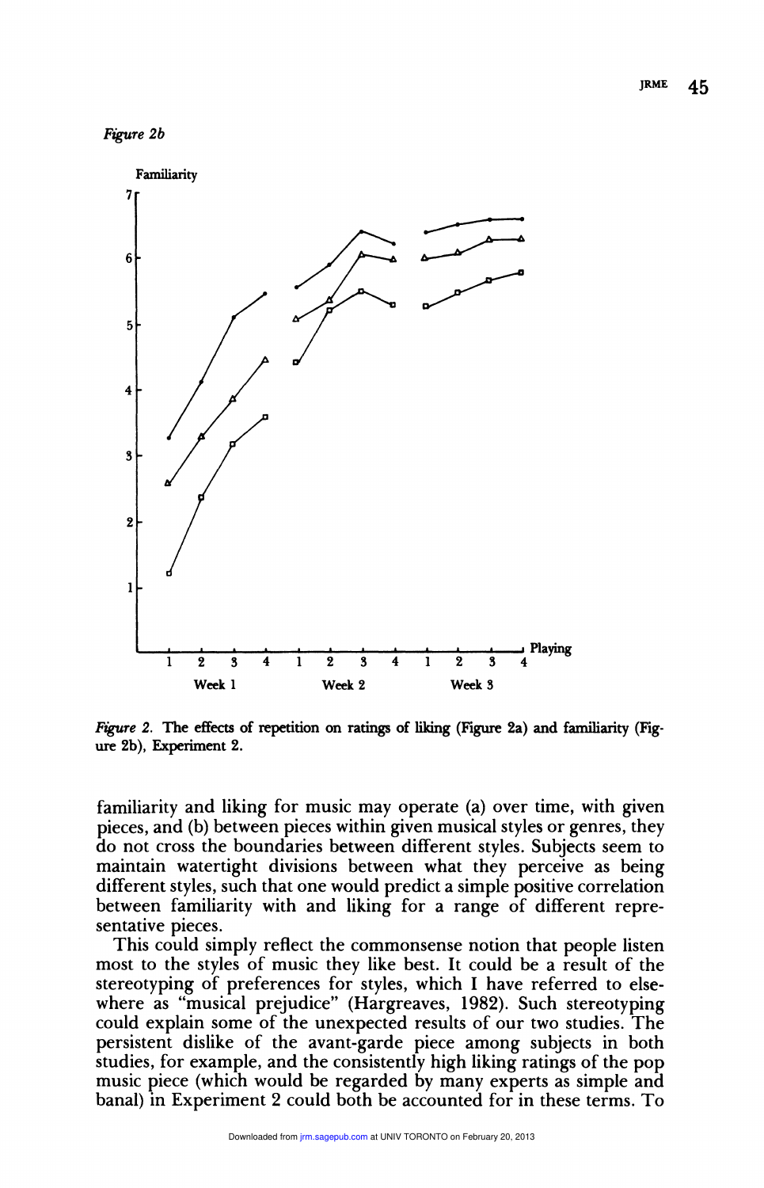*Figure 2b*

*Figure 2.* The effects of repetition on ratings of liking (Figure 2a) and familiarity (Figure 2b), Experiment 2.

familiarity and liking for music may operate (a) over time, with given pieces, and (b) between pieces within given musical styles or genres, they do not cross the boundaries between different styles. Subjects seem to maintain watertight divisions between what they perceive as being different styles, such that one would predict a simple positive correlation between familiarity with and liking for a range of different representative pieces.

This could simply reflect the commonsense notion that people listen most to the styles of music they like best. It could be a result of the stereotyping of preferences for styles, which I have referred to elsewhere as "musical prejudice" (Hargreaves, 1982). Such stereotyping could explain some of the unexpected results of our two studies. The persistent dislike of the avant-garde piece among subjects in both studies, for example, and the consistently high liking ratings of the pop music piece (which would be regarded by many experts as simple and banal) in Experiment 2 could both be accounted for in these terms. To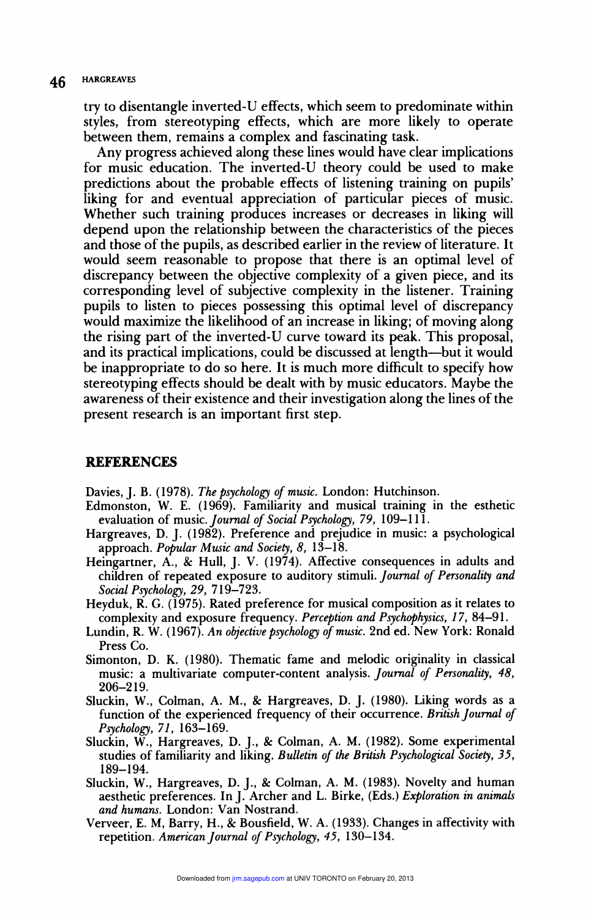try to disentangle inverted-U effects, which seem to predominate within styles, from stereotyping effects, which are more likely to operate between them, remains a complex and fascinating task.

Any progress achieved along these lines would have clear implications for music education. The inverted-U theory could be used to make predictions about the probable effects of listening training on pupils' liking for and eventual appreciation of particular pieces of music. Whether such training produces increases or decreases in liking will depend upon the relationship between the characteristics of the pieces and those of the pupils, as described earlier in the review of literature. It would seem reasonable to propose that there is an optimal level of discrepancy between the objective complexity of a given piece, and its corresponding level of subjective complexity in the listener. Training pupils to listen to pieces possessing this optimal level of discrepancy would maximize the likelihood of an increase in liking; of moving along the rising part of the inverted-U curve toward its peak. This proposal, and its practical implications, could be discussed at length—but it would be inappropriate to do so here. It is much more difficult to specify how stereotyping effects should be dealt with by music educators. Maybe the awareness of their existence and their investigation along the lines of the present research is an important first step.

## REFERENCES

Davies, J. B. (1978). *The psychology of music.* London: Hutchinson.

Edmonston, W. E. (1969). Familiarity and musical training in the esthetic evaluation of music. *Journal of Social Psychology, 79,* 109–111.

Hargreaves, D. J. (1982). Preference and prejudice in music: a psychological approach. *Popular Music and Society, 8,* 13–18.

Heingartner, A., & Hull, J. V. (1974). Affective consequences in adults and children of repeated exposure to auditory stimuli. *Journal of Personality and Social Psychology, 29,* 719–723.

Heyduk, R. G. (1975). Rated preference for musical composition as it relates to complexity and exposure frequency. *Perception and Psychophysics, 17,* 84–91.

Lundin, R. W. (1967). *An objective psychology of music.* 2nd ed. New York: Ronald Press Co.

Simonton, D. K. (1980). Thematic fame and melodic originality in classical music: a multivariate computer-content analysis. *Journal of Personality, 48,* 206–219.

Sluckin, W., Colman, A. M., & Hargreaves, D. J. (1980). Liking words as a function of the experienced frequency of their occurrence. *British Journal of Psychology, 71,* 163–169.

Sluckin, W., Hargreaves, D. J., & Colman, A. M. (1982). Some experimental studies of familiarity and liking. *Bulletin of the British Psychological Society, 35,* 189–194.

Sluckin, W., Hargreaves, D. J., & Colman, A. M. (1983). Novelty and human aesthetic preferences. In J. Archer and L. Birke, (Eds.) *Exploration in animals and humans.* London: Van Nostrand.

Verveer, E. M, Barry, H., & Bousfield, W. A. (1933). Changes in affectivity with repetition. *American Journal of Psychology, 45,* 130–134.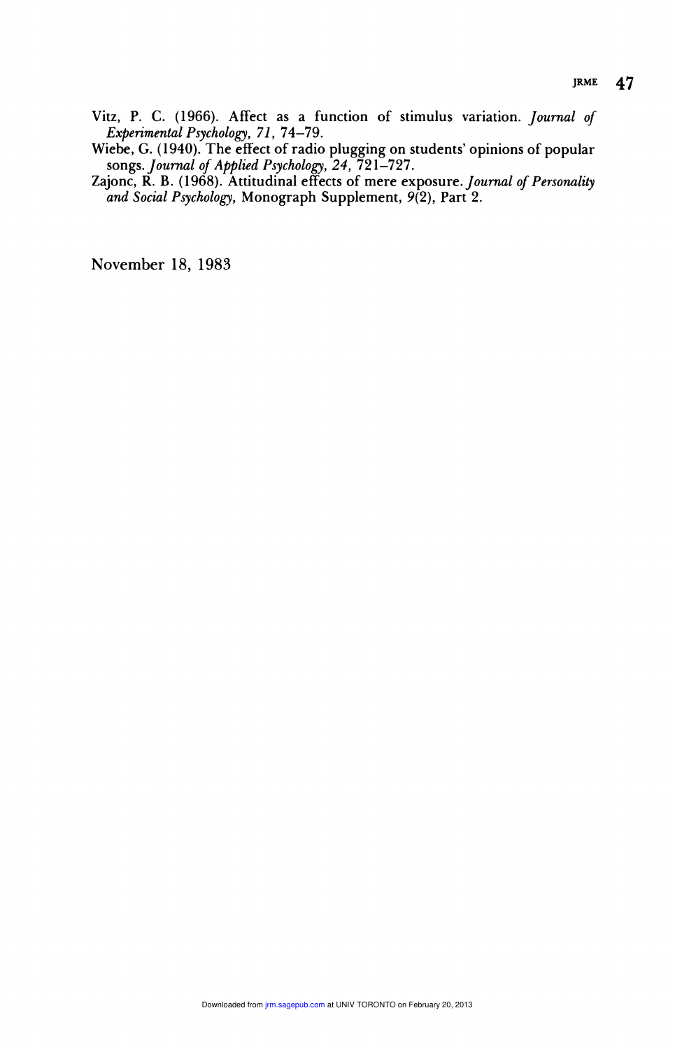Vitz, P. C. (1966). Affect as a function of stimulus variation. *Journal of Experimental Psychology, 71,* 74–79.

Wiebe, G. (1940). The effect of radio plugging on students' opinions of popular songs. *Journal of Applied Psychology, 24,* 721–727.

Zajonc, R. B. (1968). Attitudinal effects of mere exposure. *Journal of Personality and Social Psychology,* Monograph Supplement, *9*(2), Part 2.

November 18, 1983